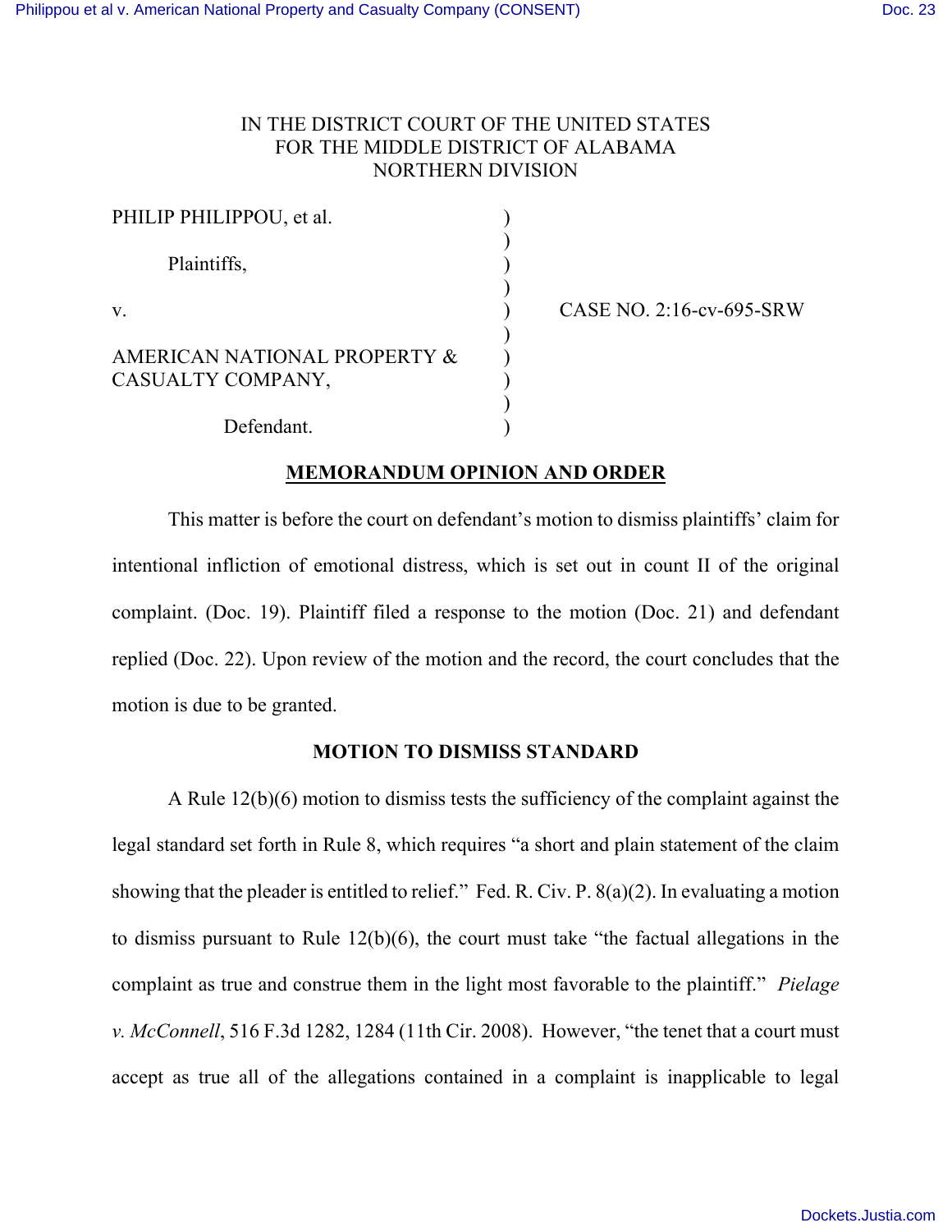IN THE DISTRICT COURT OF THE UNITED STATES
FOR THE MIDDLE DISTRICT OF ALABAMA
NORTHERN DIVISION

PHILIP PHILIPPOU, et al.

Plaintiffs,

v.

AMERICAN NATIONAL PROPERTY & CASUALTY COMPANY,

Defendant.

CASE NO. 2:16-cv-695-SRW

## MEMORANDUM OPINION AND ORDER

This matter is before the court on defendant's motion to dismiss plaintiffs' claim for intentional infliction of emotional distress, which is set out in count II of the original complaint. (Doc. 19). Plaintiff filed a response to the motion (Doc. 21) and defendant replied (Doc. 22). Upon review of the motion and the record, the court concludes that the motion is due to be granted.

## MOTION TO DISMISS STANDARD

A Rule 12(b)(6) motion to dismiss tests the sufficiency of the complaint against the legal standard set forth in Rule 8, which requires "a short and plain statement of the claim showing that the pleader is entitled to relief." Fed. R. Civ. P. 8(a)(2). In evaluating a motion to dismiss pursuant to Rule 12(b)(6), the court must take "the factual allegations in the complaint as true and construe them in the light most favorable to the plaintiff." *Pielage v. McConnell*, 516 F.3d 1282, 1284 (11th Cir. 2008). However, "the tenet that a court must accept as true all of the allegations contained in a complaint is inapplicable to legal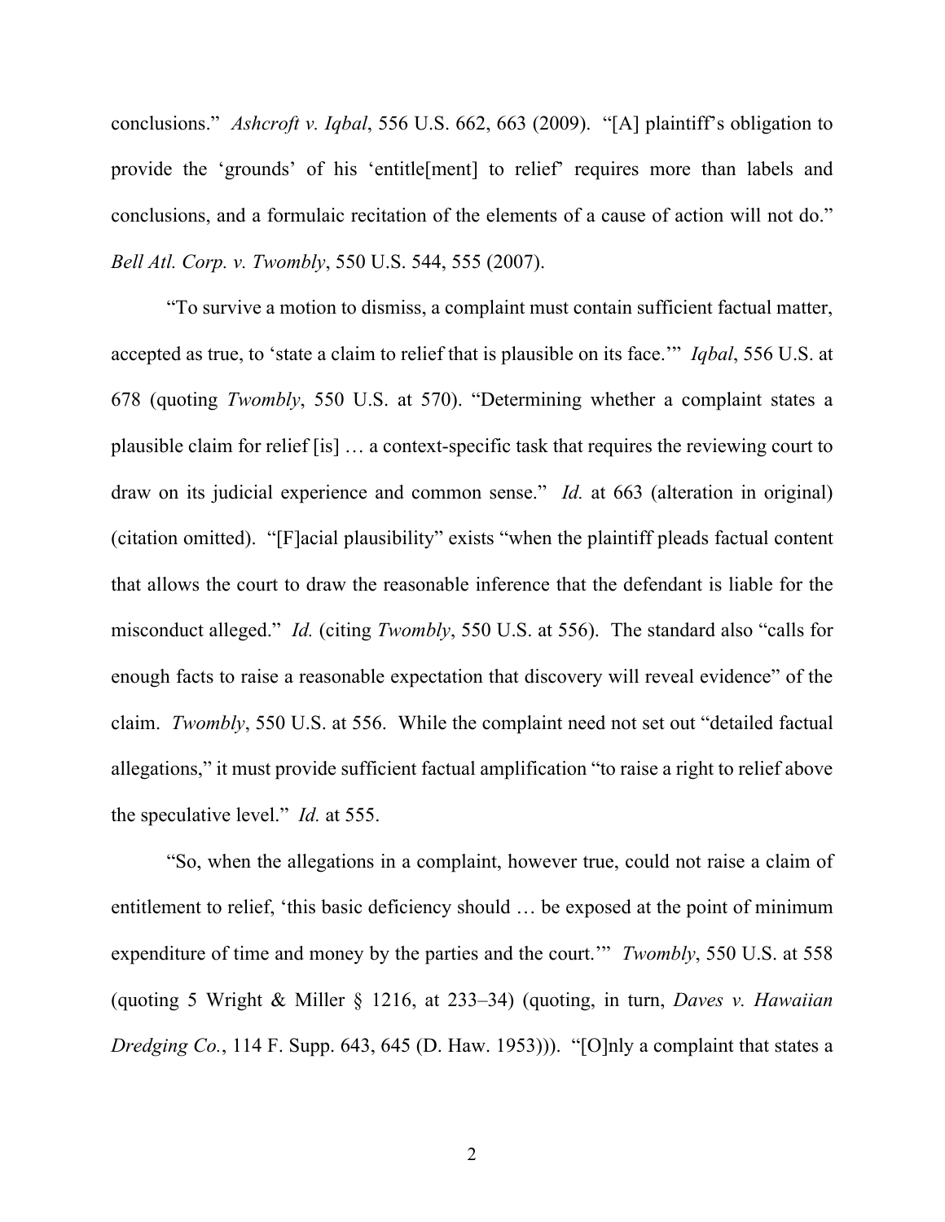conclusions." *Ashcroft v. Iqbal*, 556 U.S. 662, 663 (2009). "[A] plaintiff's obligation to provide the 'grounds' of his 'entitle[ment] to relief' requires more than labels and conclusions, and a formulaic recitation of the elements of a cause of action will not do." *Bell Atl. Corp. v. Twombly*, 550 U.S. 544, 555 (2007).

"To survive a motion to dismiss, a complaint must contain sufficient factual matter, accepted as true, to 'state a claim to relief that is plausible on its face.'" *Iqbal*, 556 U.S. at 678 (quoting *Twombly*, 550 U.S. at 570). "Determining whether a complaint states a plausible claim for relief [is] … a context-specific task that requires the reviewing court to draw on its judicial experience and common sense." *Id.* at 663 (alteration in original) (citation omitted). "[F]acial plausibility" exists "when the plaintiff pleads factual content that allows the court to draw the reasonable inference that the defendant is liable for the misconduct alleged." *Id.* (citing *Twombly*, 550 U.S. at 556). The standard also "calls for enough facts to raise a reasonable expectation that discovery will reveal evidence" of the claim. *Twombly*, 550 U.S. at 556. While the complaint need not set out "detailed factual allegations," it must provide sufficient factual amplification "to raise a right to relief above the speculative level." *Id.* at 555.

"So, when the allegations in a complaint, however true, could not raise a claim of entitlement to relief, 'this basic deficiency should … be exposed at the point of minimum expenditure of time and money by the parties and the court.'" *Twombly*, 550 U.S. at 558 (quoting 5 Wright & Miller § 1216, at 233–34) (quoting, in turn, *Daves v. Hawaiian Dredging Co.*, 114 F. Supp. 643, 645 (D. Haw. 1953))). "[O]nly a complaint that states a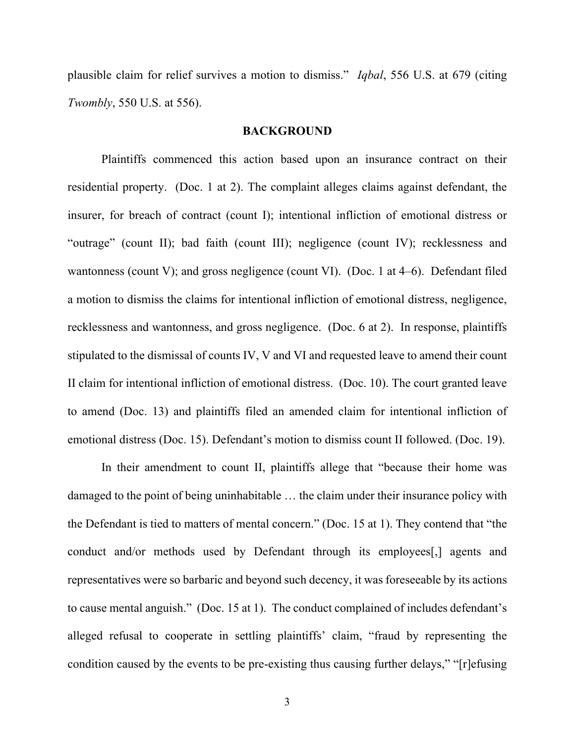plausible claim for relief survives a motion to dismiss." *Iqbal*, 556 U.S. at 679 (citing *Twombly*, 550 U.S. at 556).

## BACKGROUND

Plaintiffs commenced this action based upon an insurance contract on their residential property. (Doc. 1 at 2). The complaint alleges claims against defendant, the insurer, for breach of contract (count I); intentional infliction of emotional distress or "outrage" (count II); bad faith (count III); negligence (count IV); recklessness and wantonness (count V); and gross negligence (count VI). (Doc. 1 at 4–6). Defendant filed a motion to dismiss the claims for intentional infliction of emotional distress, negligence, recklessness and wantonness, and gross negligence. (Doc. 6 at 2). In response, plaintiffs stipulated to the dismissal of counts IV, V and VI and requested leave to amend their count II claim for intentional infliction of emotional distress. (Doc. 10). The court granted leave to amend (Doc. 13) and plaintiffs filed an amended claim for intentional infliction of emotional distress (Doc. 15). Defendant's motion to dismiss count II followed. (Doc. 19).

In their amendment to count II, plaintiffs allege that "because their home was damaged to the point of being uninhabitable … the claim under their insurance policy with the Defendant is tied to matters of mental concern." (Doc. 15 at 1). They contend that "the conduct and/or methods used by Defendant through its employees[,] agents and representatives were so barbaric and beyond such decency, it was foreseeable by its actions to cause mental anguish." (Doc. 15 at 1). The conduct complained of includes defendant's alleged refusal to cooperate in settling plaintiffs' claim, "fraud by representing the condition caused by the events to be pre-existing thus causing further delays," "[r]efusing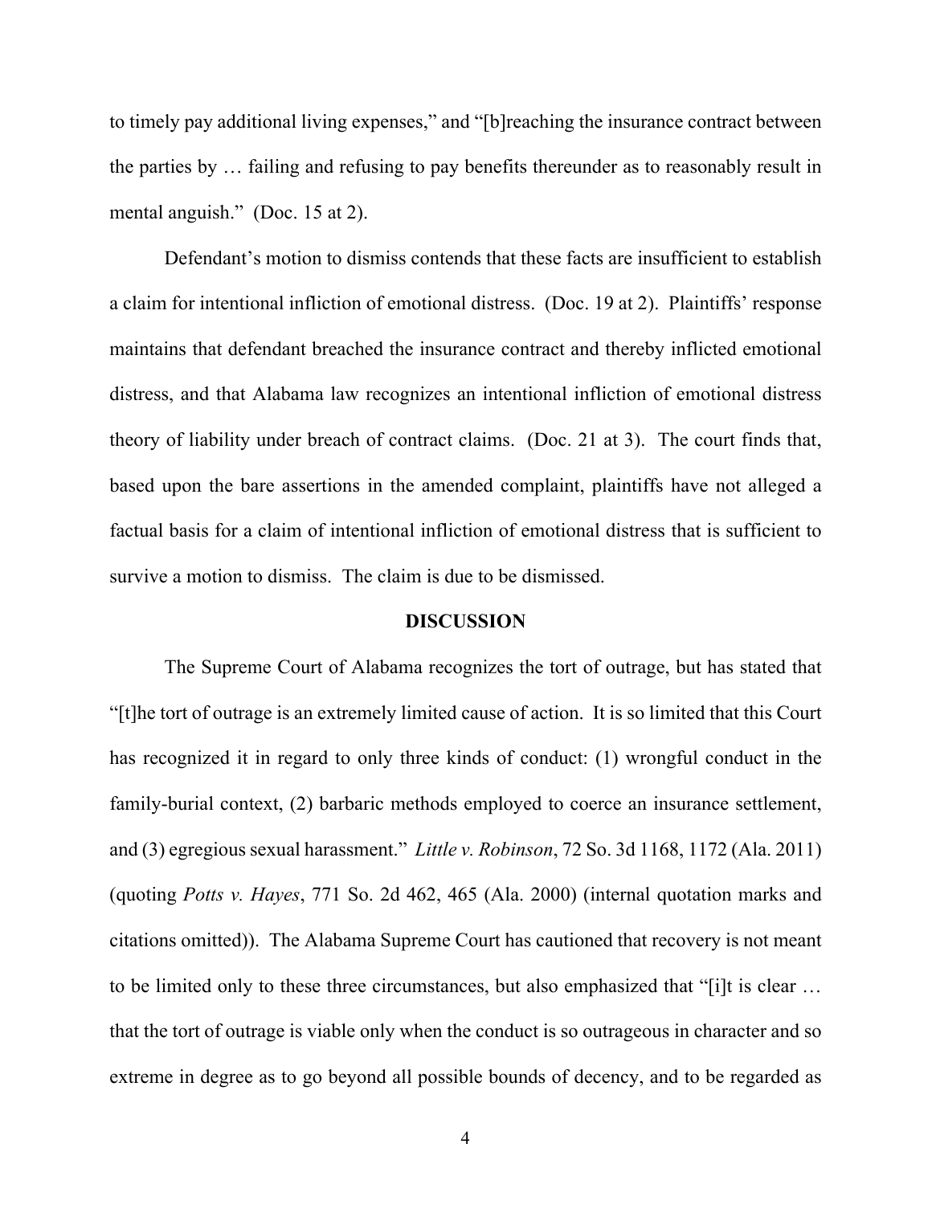to timely pay additional living expenses," and "[b]reaching the insurance contract between the parties by … failing and refusing to pay benefits thereunder as to reasonably result in mental anguish." (Doc. 15 at 2).

Defendant's motion to dismiss contends that these facts are insufficient to establish a claim for intentional infliction of emotional distress. (Doc. 19 at 2). Plaintiffs' response maintains that defendant breached the insurance contract and thereby inflicted emotional distress, and that Alabama law recognizes an intentional infliction of emotional distress theory of liability under breach of contract claims. (Doc. 21 at 3). The court finds that, based upon the bare assertions in the amended complaint, plaintiffs have not alleged a factual basis for a claim of intentional infliction of emotional distress that is sufficient to survive a motion to dismiss. The claim is due to be dismissed.

## DISCUSSION

The Supreme Court of Alabama recognizes the tort of outrage, but has stated that "[t]he tort of outrage is an extremely limited cause of action. It is so limited that this Court has recognized it in regard to only three kinds of conduct: (1) wrongful conduct in the family-burial context, (2) barbaric methods employed to coerce an insurance settlement, and (3) egregious sexual harassment." *Little v. Robinson*, 72 So. 3d 1168, 1172 (Ala. 2011) (quoting *Potts v. Hayes*, 771 So. 2d 462, 465 (Ala. 2000) (internal quotation marks and citations omitted)). The Alabama Supreme Court has cautioned that recovery is not meant to be limited only to these three circumstances, but also emphasized that "[i]t is clear … that the tort of outrage is viable only when the conduct is so outrageous in character and so extreme in degree as to go beyond all possible bounds of decency, and to be regarded as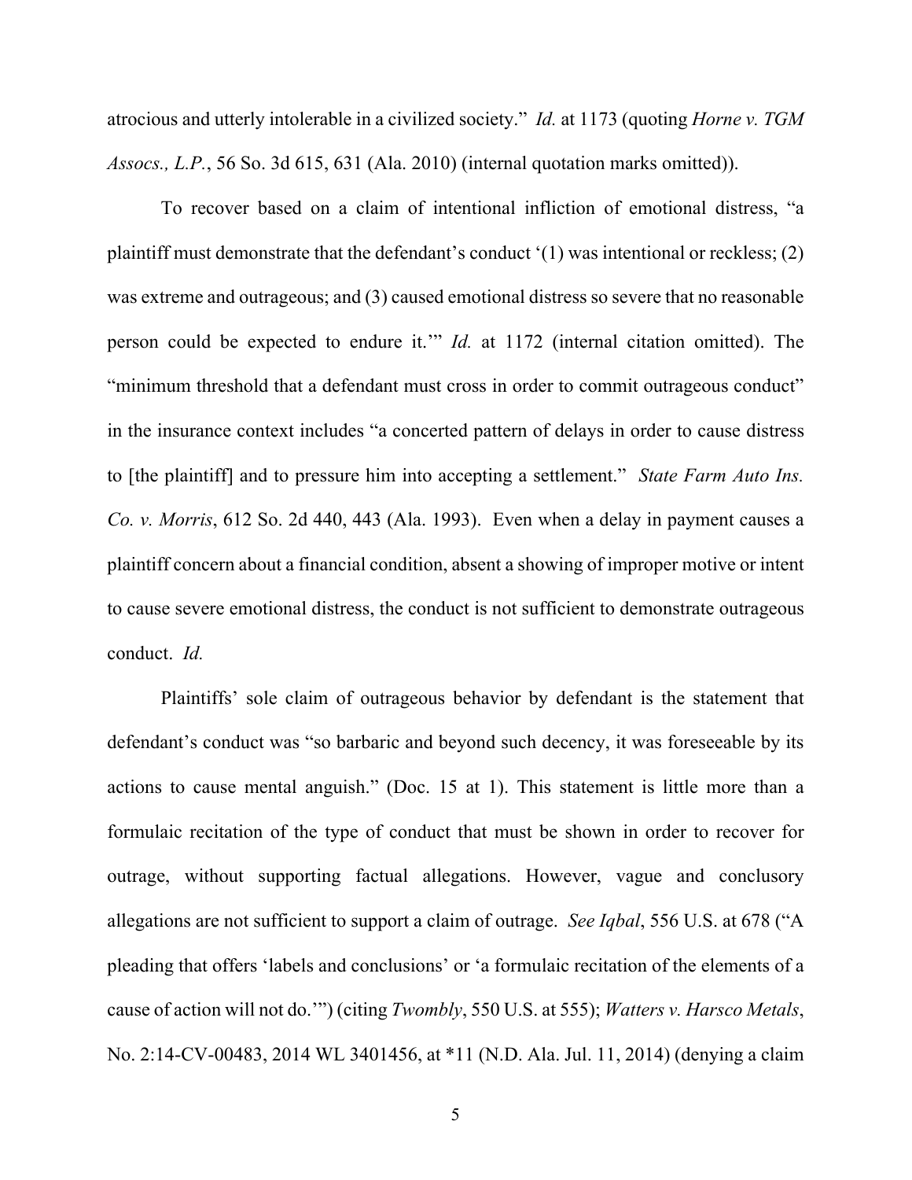atrocious and utterly intolerable in a civilized society." *Id.* at 1173 (quoting *Horne v. TGM Assocs., L.P.*, 56 So. 3d 615, 631 (Ala. 2010) (internal quotation marks omitted)).

To recover based on a claim of intentional infliction of emotional distress, "a plaintiff must demonstrate that the defendant's conduct '(1) was intentional or reckless; (2) was extreme and outrageous; and (3) caused emotional distress so severe that no reasonable person could be expected to endure it.'" *Id.* at 1172 (internal citation omitted). The "minimum threshold that a defendant must cross in order to commit outrageous conduct" in the insurance context includes "a concerted pattern of delays in order to cause distress to [the plaintiff] and to pressure him into accepting a settlement." *State Farm Auto Ins. Co. v. Morris*, 612 So. 2d 440, 443 (Ala. 1993). Even when a delay in payment causes a plaintiff concern about a financial condition, absent a showing of improper motive or intent to cause severe emotional distress, the conduct is not sufficient to demonstrate outrageous conduct. *Id.*

Plaintiffs' sole claim of outrageous behavior by defendant is the statement that defendant's conduct was "so barbaric and beyond such decency, it was foreseeable by its actions to cause mental anguish." (Doc. 15 at 1). This statement is little more than a formulaic recitation of the type of conduct that must be shown in order to recover for outrage, without supporting factual allegations. However, vague and conclusory allegations are not sufficient to support a claim of outrage. *See Iqbal*, 556 U.S. at 678 ("A pleading that offers 'labels and conclusions' or 'a formulaic recitation of the elements of a cause of action will not do.'") (citing *Twombly*, 550 U.S. at 555); *Watters v. Harsco Metals*, No. 2:14-CV-00483, 2014 WL 3401456, at *11 (N.D. Ala. Jul. 11, 2014) (denying a claim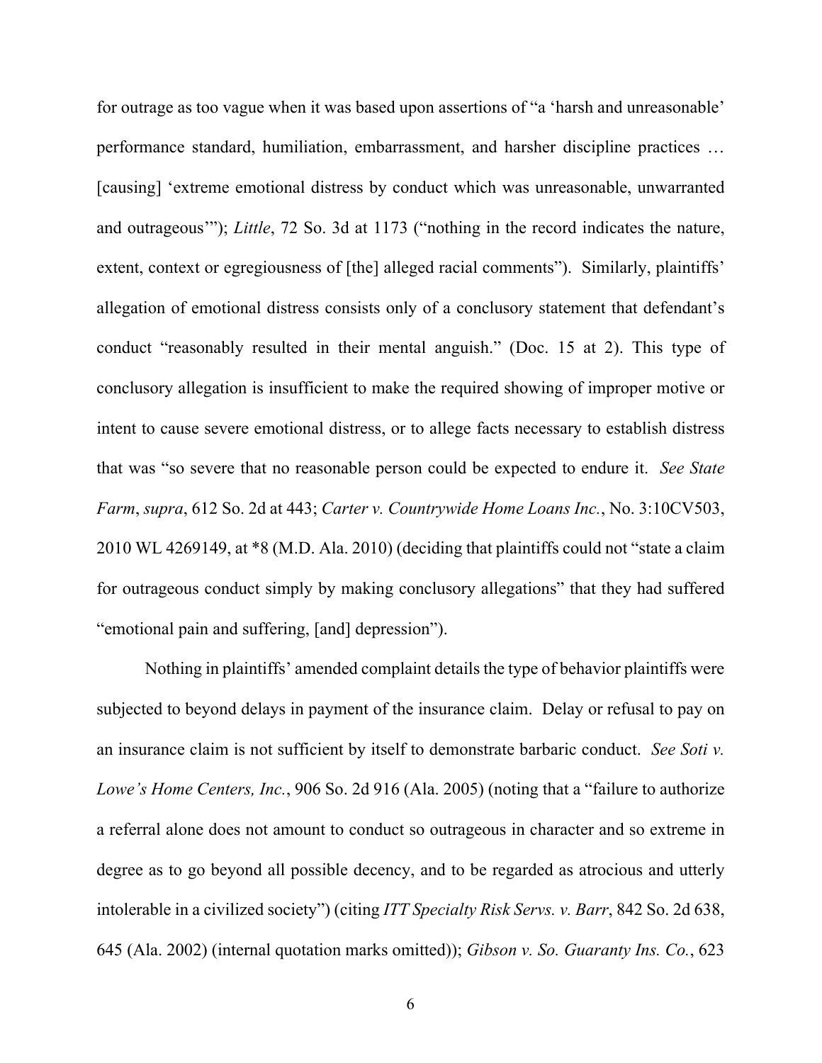for outrage as too vague when it was based upon assertions of "a 'harsh and unreasonable' performance standard, humiliation, embarrassment, and harsher discipline practices … [causing] 'extreme emotional distress by conduct which was unreasonable, unwarranted and outrageous'"); *Little*, 72 So. 3d at 1173 ("nothing in the record indicates the nature, extent, context or egregiousness of [the] alleged racial comments"). Similarly, plaintiffs' allegation of emotional distress consists only of a conclusory statement that defendant's conduct "reasonably resulted in their mental anguish." (Doc. 15 at 2). This type of conclusory allegation is insufficient to make the required showing of improper motive or intent to cause severe emotional distress, or to allege facts necessary to establish distress that was "so severe that no reasonable person could be expected to endure it. *See State Farm*, *supra*, 612 So. 2d at 443; *Carter v. Countrywide Home Loans Inc.*, No. 3:10CV503, 2010 WL 4269149, at *8 (M.D. Ala. 2010) (deciding that plaintiffs could not "state a claim for outrageous conduct simply by making conclusory allegations" that they had suffered "emotional pain and suffering, [and] depression").

Nothing in plaintiffs' amended complaint details the type of behavior plaintiffs were subjected to beyond delays in payment of the insurance claim. Delay or refusal to pay on an insurance claim is not sufficient by itself to demonstrate barbaric conduct. *See Soti v. Lowe's Home Centers, Inc.*, 906 So. 2d 916 (Ala. 2005) (noting that a "failure to authorize a referral alone does not amount to conduct so outrageous in character and so extreme in degree as to go beyond all possible decency, and to be regarded as atrocious and utterly intolerable in a civilized society") (citing *ITT Specialty Risk Servs. v. Barr*, 842 So. 2d 638, 645 (Ala. 2002) (internal quotation marks omitted)); *Gibson v. So. Guaranty Ins. Co.*, 623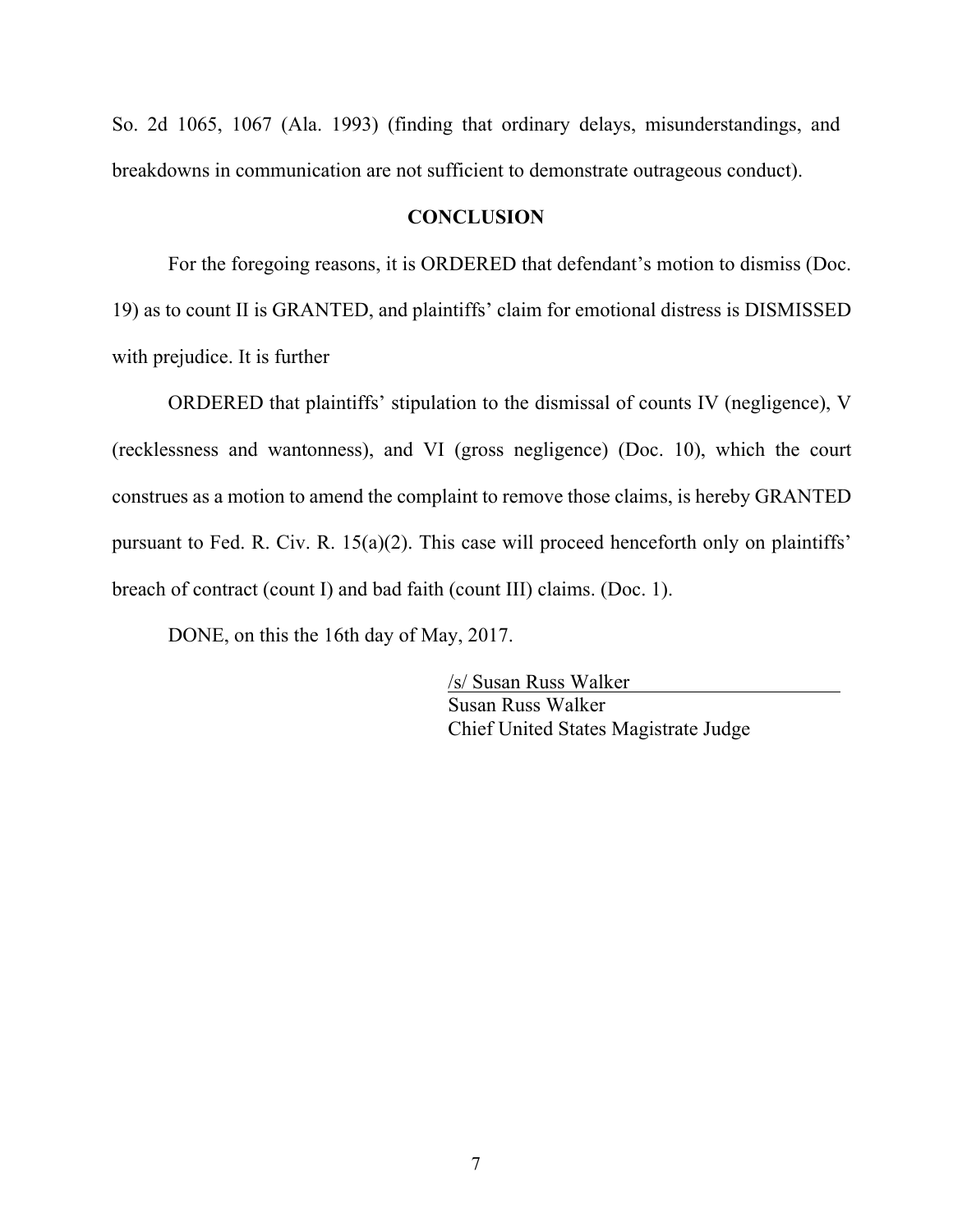So. 2d 1065, 1067 (Ala. 1993) (finding that ordinary delays, misunderstandings, and breakdowns in communication are not sufficient to demonstrate outrageous conduct).

## CONCLUSION

For the foregoing reasons, it is ORDERED that defendant's motion to dismiss (Doc. 19) as to count II is GRANTED, and plaintiffs' claim for emotional distress is DISMISSED with prejudice. It is further

ORDERED that plaintiffs' stipulation to the dismissal of counts IV (negligence), V (recklessness and wantonness), and VI (gross negligence) (Doc. 10), which the court construes as a motion to amend the complaint to remove those claims, is hereby GRANTED pursuant to Fed. R. Civ. R. 15(a)(2). This case will proceed henceforth only on plaintiffs' breach of contract (count I) and bad faith (count III) claims. (Doc. 1).

DONE, on this the 16th day of May, 2017.

/s/ Susan Russ Walker
Susan Russ Walker
Chief United States Magistrate Judge